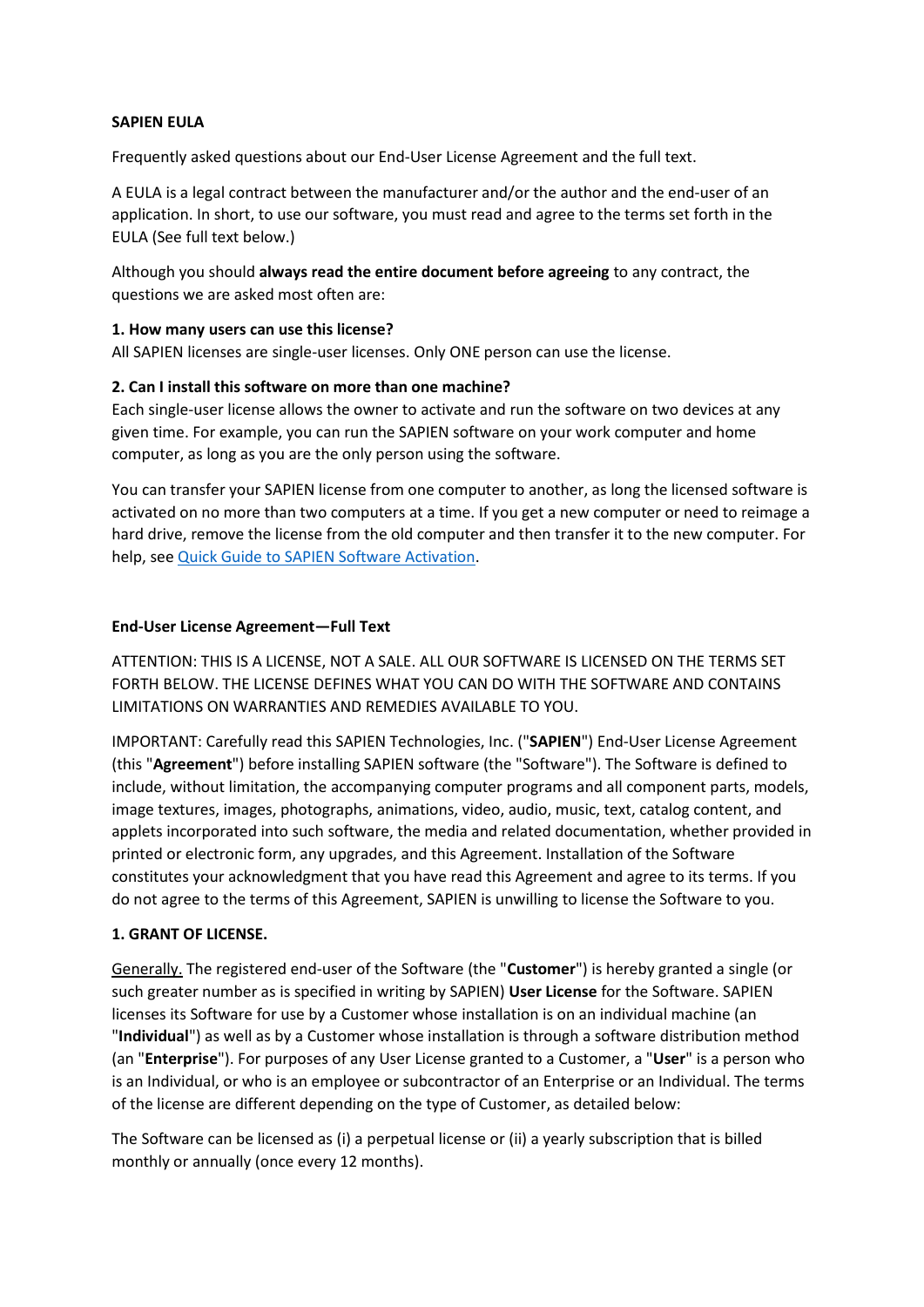**SAPIEN EULA**

Frequently asked questions about our End-User License Agreement and the full text.

A EULA is a legal contract between the manufacturer and/or the author and the end-user of an application. In short, to use our software, you must read and agree to the terms set forth in the EULA (See full text below.)

Although you should **always read the entire document before agreeing** to any contract, the questions we are asked most often are:

**1. How many users can use this license?**
All SAPIEN licenses are single-user licenses. Only ONE person can use the license.

**2. Can I install this software on more than one machine?**
Each single-user license allows the owner to activate and run the software on two devices at any given time. For example, you can run the SAPIEN software on your work computer and home computer, as long as you are the only person using the software.

You can transfer your SAPIEN license from one computer to another, as long the licensed software is activated on no more than two computers at a time. If you get a new computer or need to reimage a hard drive, remove the license from the old computer and then transfer it to the new computer. For help, see [Quick Guide to SAPIEN Software Activation](Quick Guide to SAPIEN Software Activation).

**End-User License Agreement—Full Text**

ATTENTION: THIS IS A LICENSE, NOT A SALE. ALL OUR SOFTWARE IS LICENSED ON THE TERMS SET FORTH BELOW. THE LICENSE DEFINES WHAT YOU CAN DO WITH THE SOFTWARE AND CONTAINS LIMITATIONS ON WARRANTIES AND REMEDIES AVAILABLE TO YOU.

IMPORTANT: Carefully read this SAPIEN Technologies, Inc. ("**SAPIEN**") End-User License Agreement (this "**Agreement**") before installing SAPIEN software (the "Software"). The Software is defined to include, without limitation, the accompanying computer programs and all component parts, models, image textures, images, photographs, animations, video, audio, music, text, catalog content, and applets incorporated into such software, the media and related documentation, whether provided in printed or electronic form, any upgrades, and this Agreement. Installation of the Software constitutes your acknowledgment that you have read this Agreement and agree to its terms. If you do not agree to the terms of this Agreement, SAPIEN is unwilling to license the Software to you.

**1. GRANT OF LICENSE.**

Generally. The registered end-user of the Software (the "**Customer**") is hereby granted a single (or such greater number as is specified in writing by SAPIEN) **User License** for the Software. SAPIEN licenses its Software for use by a Customer whose installation is on an individual machine (an "**Individual**") as well as by a Customer whose installation is through a software distribution method (an "**Enterprise**"). For purposes of any User License granted to a Customer, a "**User**" is a person who is an Individual, or who is an employee or subcontractor of an Enterprise or an Individual. The terms of the license are different depending on the type of Customer, as detailed below:

The Software can be licensed as (i) a perpetual license or (ii) a yearly subscription that is billed monthly or annually (once every 12 months).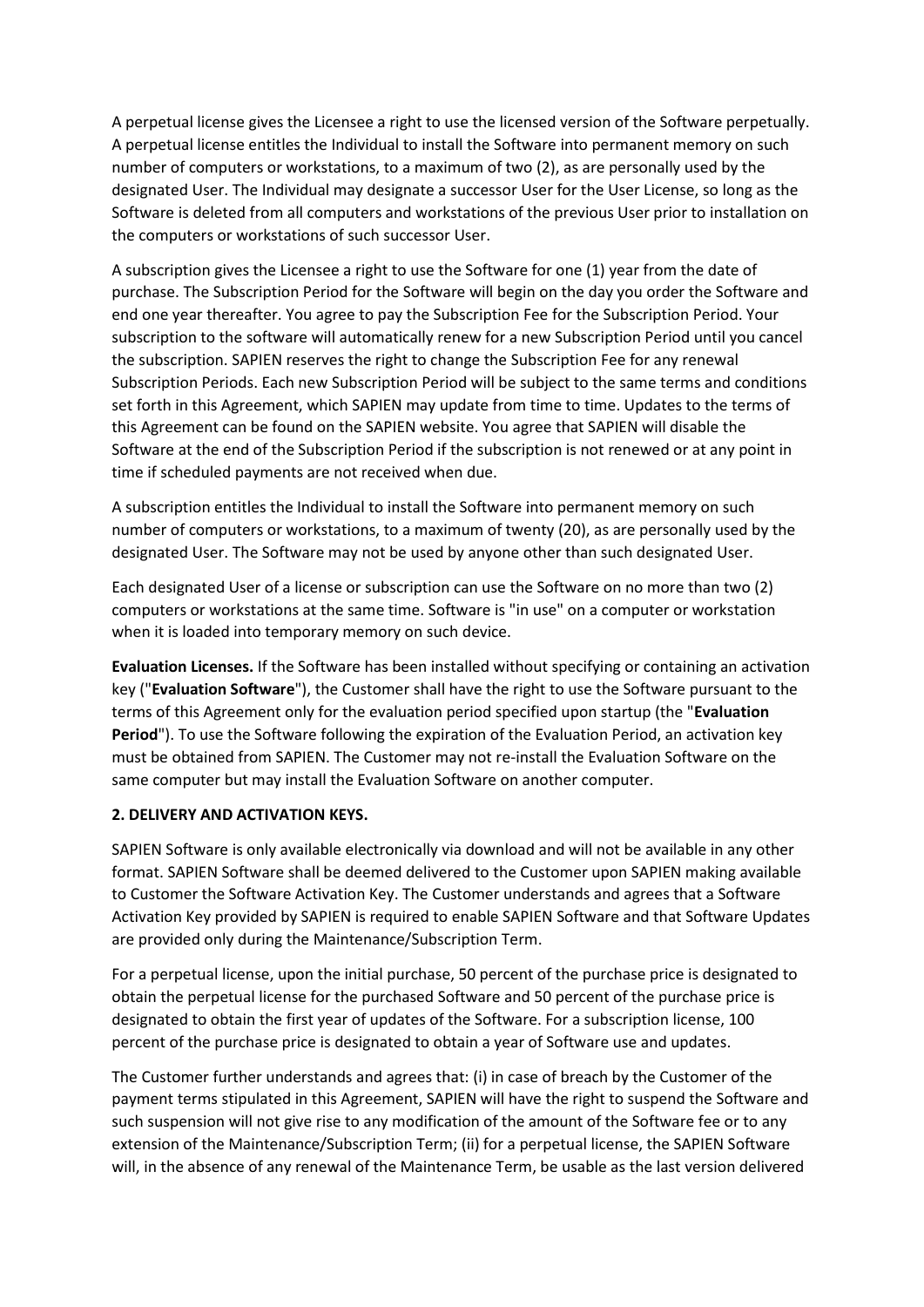A perpetual license gives the Licensee a right to use the licensed version of the Software perpetually. A perpetual license entitles the Individual to install the Software into permanent memory on such number of computers or workstations, to a maximum of two (2), as are personally used by the designated User. The Individual may designate a successor User for the User License, so long as the Software is deleted from all computers and workstations of the previous User prior to installation on the computers or workstations of such successor User.

A subscription gives the Licensee a right to use the Software for one (1) year from the date of purchase. The Subscription Period for the Software will begin on the day you order the Software and end one year thereafter. You agree to pay the Subscription Fee for the Subscription Period. Your subscription to the software will automatically renew for a new Subscription Period until you cancel the subscription. SAPIEN reserves the right to change the Subscription Fee for any renewal Subscription Periods. Each new Subscription Period will be subject to the same terms and conditions set forth in this Agreement, which SAPIEN may update from time to time. Updates to the terms of this Agreement can be found on the SAPIEN website. You agree that SAPIEN will disable the Software at the end of the Subscription Period if the subscription is not renewed or at any point in time if scheduled payments are not received when due.

A subscription entitles the Individual to install the Software into permanent memory on such number of computers or workstations, to a maximum of twenty (20), as are personally used by the designated User. The Software may not be used by anyone other than such designated User.

Each designated User of a license or subscription can use the Software on no more than two (2) computers or workstations at the same time. Software is "in use" on a computer or workstation when it is loaded into temporary memory on such device.

**Evaluation Licenses.** If the Software has been installed without specifying or containing an activation key ("**Evaluation Software**"), the Customer shall have the right to use the Software pursuant to the terms of this Agreement only for the evaluation period specified upon startup (the "**Evaluation Period**"). To use the Software following the expiration of the Evaluation Period, an activation key must be obtained from SAPIEN. The Customer may not re-install the Evaluation Software on the same computer but may install the Evaluation Software on another computer.

**2. DELIVERY AND ACTIVATION KEYS.**

SAPIEN Software is only available electronically via download and will not be available in any other format. SAPIEN Software shall be deemed delivered to the Customer upon SAPIEN making available to Customer the Software Activation Key. The Customer understands and agrees that a Software Activation Key provided by SAPIEN is required to enable SAPIEN Software and that Software Updates are provided only during the Maintenance/Subscription Term.

For a perpetual license, upon the initial purchase, 50 percent of the purchase price is designated to obtain the perpetual license for the purchased Software and 50 percent of the purchase price is designated to obtain the first year of updates of the Software. For a subscription license, 100 percent of the purchase price is designated to obtain a year of Software use and updates.

The Customer further understands and agrees that: (i) in case of breach by the Customer of the payment terms stipulated in this Agreement, SAPIEN will have the right to suspend the Software and such suspension will not give rise to any modification of the amount of the Software fee or to any extension of the Maintenance/Subscription Term; (ii) for a perpetual license, the SAPIEN Software will, in the absence of any renewal of the Maintenance Term, be usable as the last version delivered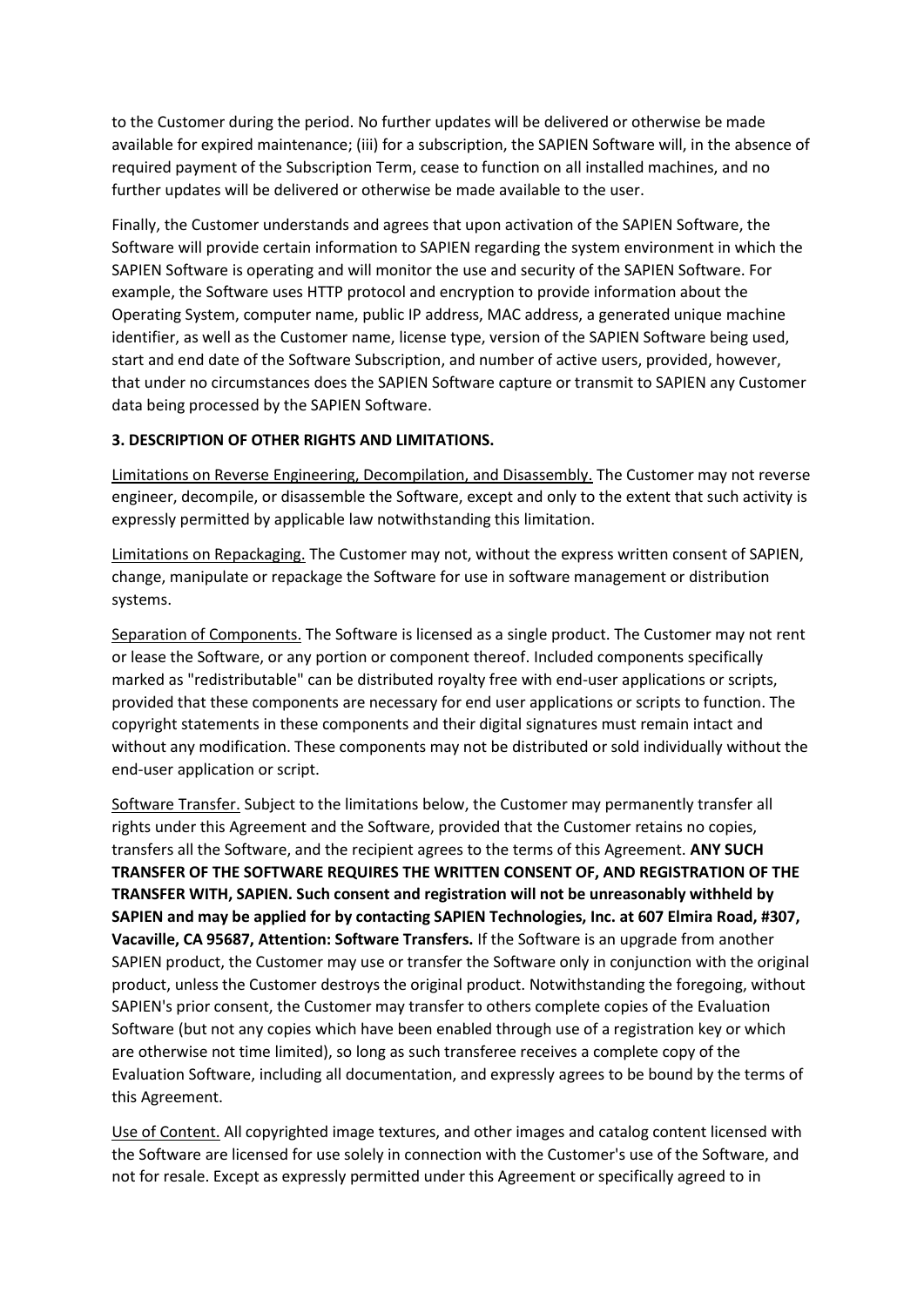to the Customer during the period. No further updates will be delivered or otherwise be made available for expired maintenance; (iii) for a subscription, the SAPIEN Software will, in the absence of required payment of the Subscription Term, cease to function on all installed machines, and no further updates will be delivered or otherwise be made available to the user.

Finally, the Customer understands and agrees that upon activation of the SAPIEN Software, the Software will provide certain information to SAPIEN regarding the system environment in which the SAPIEN Software is operating and will monitor the use and security of the SAPIEN Software. For example, the Software uses HTTP protocol and encryption to provide information about the Operating System, computer name, public IP address, MAC address, a generated unique machine identifier, as well as the Customer name, license type, version of the SAPIEN Software being used, start and end date of the Software Subscription, and number of active users, provided, however, that under no circumstances does the SAPIEN Software capture or transmit to SAPIEN any Customer data being processed by the SAPIEN Software.

**3. DESCRIPTION OF OTHER RIGHTS AND LIMITATIONS.**

Limitations on Reverse Engineering, Decompilation, and Disassembly. The Customer may not reverse engineer, decompile, or disassemble the Software, except and only to the extent that such activity is expressly permitted by applicable law notwithstanding this limitation.

Limitations on Repackaging. The Customer may not, without the express written consent of SAPIEN, change, manipulate or repackage the Software for use in software management or distribution systems.

Separation of Components. The Software is licensed as a single product. The Customer may not rent or lease the Software, or any portion or component thereof. Included components specifically marked as "redistributable" can be distributed royalty free with end-user applications or scripts, provided that these components are necessary for end user applications or scripts to function. The copyright statements in these components and their digital signatures must remain intact and without any modification. These components may not be distributed or sold individually without the end-user application or script.

Software Transfer. Subject to the limitations below, the Customer may permanently transfer all rights under this Agreement and the Software, provided that the Customer retains no copies, transfers all the Software, and the recipient agrees to the terms of this Agreement. **ANY SUCH TRANSFER OF THE SOFTWARE REQUIRES THE WRITTEN CONSENT OF, AND REGISTRATION OF THE TRANSFER WITH, SAPIEN. Such consent and registration will not be unreasonably withheld by SAPIEN and may be applied for by contacting SAPIEN Technologies, Inc. at 607 Elmira Road, #307, Vacaville, CA 95687, Attention: Software Transfers.** If the Software is an upgrade from another SAPIEN product, the Customer may use or transfer the Software only in conjunction with the original product, unless the Customer destroys the original product. Notwithstanding the foregoing, without SAPIEN's prior consent, the Customer may transfer to others complete copies of the Evaluation Software (but not any copies which have been enabled through use of a registration key or which are otherwise not time limited), so long as such transferee receives a complete copy of the Evaluation Software, including all documentation, and expressly agrees to be bound by the terms of this Agreement.

Use of Content. All copyrighted image textures, and other images and catalog content licensed with the Software are licensed for use solely in connection with the Customer's use of the Software, and not for resale. Except as expressly permitted under this Agreement or specifically agreed to in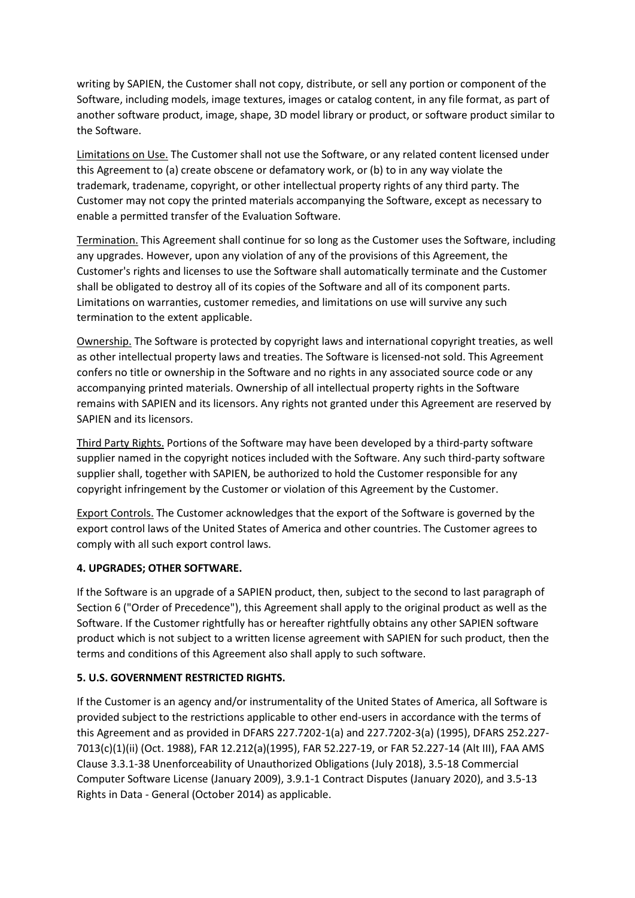writing by SAPIEN, the Customer shall not copy, distribute, or sell any portion or component of the Software, including models, image textures, images or catalog content, in any file format, as part of another software product, image, shape, 3D model library or product, or software product similar to the Software.

Limitations on Use. The Customer shall not use the Software, or any related content licensed under this Agreement to (a) create obscene or defamatory work, or (b) to in any way violate the trademark, tradename, copyright, or other intellectual property rights of any third party. The Customer may not copy the printed materials accompanying the Software, except as necessary to enable a permitted transfer of the Evaluation Software.

Termination. This Agreement shall continue for so long as the Customer uses the Software, including any upgrades. However, upon any violation of any of the provisions of this Agreement, the Customer's rights and licenses to use the Software shall automatically terminate and the Customer shall be obligated to destroy all of its copies of the Software and all of its component parts. Limitations on warranties, customer remedies, and limitations on use will survive any such termination to the extent applicable.

Ownership. The Software is protected by copyright laws and international copyright treaties, as well as other intellectual property laws and treaties. The Software is licensed-not sold. This Agreement confers no title or ownership in the Software and no rights in any associated source code or any accompanying printed materials. Ownership of all intellectual property rights in the Software remains with SAPIEN and its licensors. Any rights not granted under this Agreement are reserved by SAPIEN and its licensors.

Third Party Rights. Portions of the Software may have been developed by a third-party software supplier named in the copyright notices included with the Software. Any such third-party software supplier shall, together with SAPIEN, be authorized to hold the Customer responsible for any copyright infringement by the Customer or violation of this Agreement by the Customer.

Export Controls. The Customer acknowledges that the export of the Software is governed by the export control laws of the United States of America and other countries. The Customer agrees to comply with all such export control laws.

**4. UPGRADES; OTHER SOFTWARE.**

If the Software is an upgrade of a SAPIEN product, then, subject to the second to last paragraph of Section 6 ("Order of Precedence"), this Agreement shall apply to the original product as well as the Software. If the Customer rightfully has or hereafter rightfully obtains any other SAPIEN software product which is not subject to a written license agreement with SAPIEN for such product, then the terms and conditions of this Agreement also shall apply to such software.

**5. U.S. GOVERNMENT RESTRICTED RIGHTS.**

If the Customer is an agency and/or instrumentality of the United States of America, all Software is provided subject to the restrictions applicable to other end-users in accordance with the terms of this Agreement and as provided in DFARS 227.7202-1(a) and 227.7202-3(a) (1995), DFARS 252.227-7013(c)(1)(ii) (Oct. 1988), FAR 12.212(a)(1995), FAR 52.227-19, or FAR 52.227-14 (Alt III), FAA AMS Clause 3.3.1-38 Unenforceability of Unauthorized Obligations (July 2018), 3.5-18 Commercial Computer Software License (January 2009), 3.9.1-1 Contract Disputes (January 2020), and 3.5-13 Rights in Data - General (October 2014) as applicable.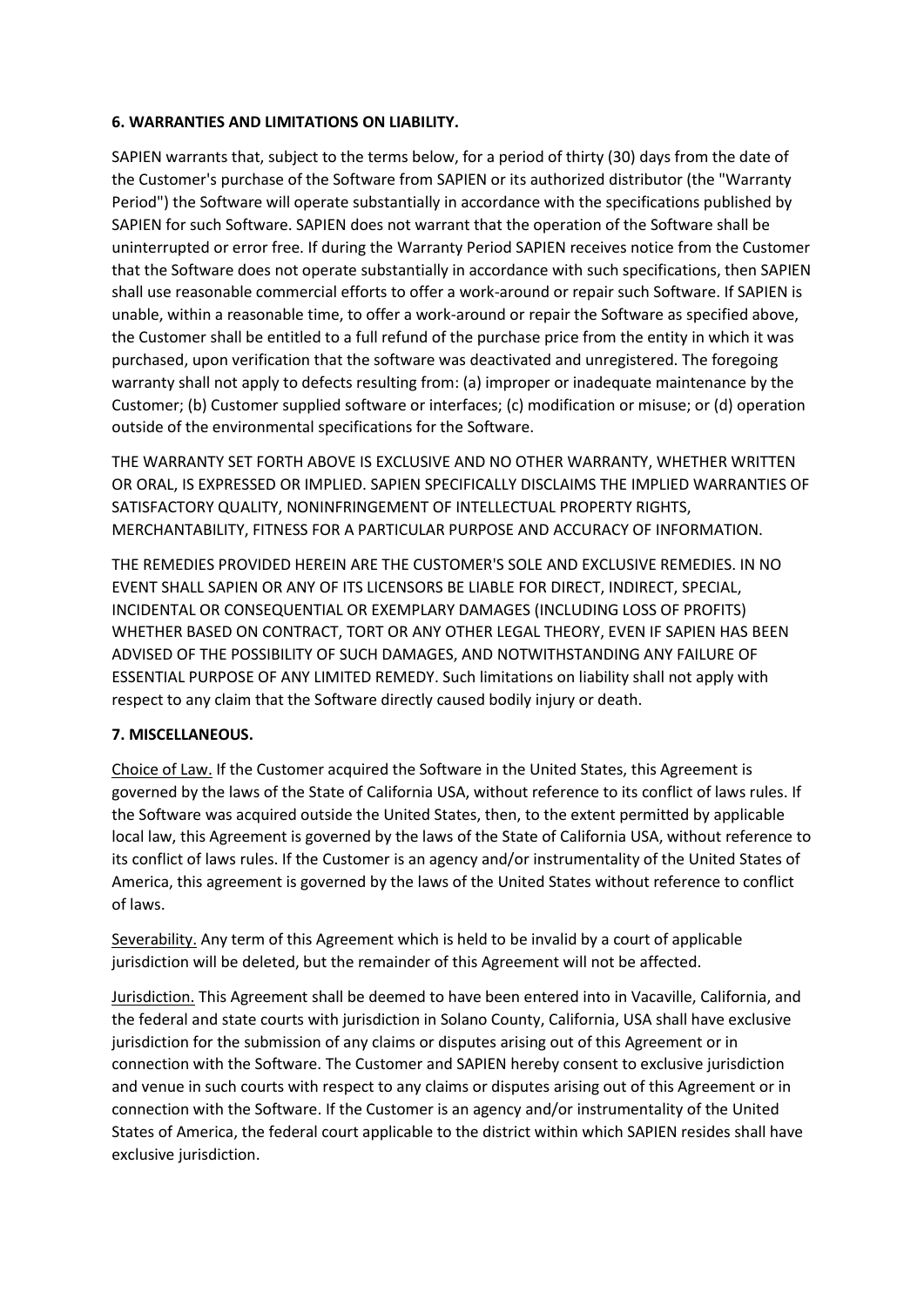**6. WARRANTIES AND LIMITATIONS ON LIABILITY.**

SAPIEN warrants that, subject to the terms below, for a period of thirty (30) days from the date of the Customer's purchase of the Software from SAPIEN or its authorized distributor (the "Warranty Period") the Software will operate substantially in accordance with the specifications published by SAPIEN for such Software. SAPIEN does not warrant that the operation of the Software shall be uninterrupted or error free. If during the Warranty Period SAPIEN receives notice from the Customer that the Software does not operate substantially in accordance with such specifications, then SAPIEN shall use reasonable commercial efforts to offer a work-around or repair such Software. If SAPIEN is unable, within a reasonable time, to offer a work-around or repair the Software as specified above, the Customer shall be entitled to a full refund of the purchase price from the entity in which it was purchased, upon verification that the software was deactivated and unregistered. The foregoing warranty shall not apply to defects resulting from: (a) improper or inadequate maintenance by the Customer; (b) Customer supplied software or interfaces; (c) modification or misuse; or (d) operation outside of the environmental specifications for the Software.

THE WARRANTY SET FORTH ABOVE IS EXCLUSIVE AND NO OTHER WARRANTY, WHETHER WRITTEN OR ORAL, IS EXPRESSED OR IMPLIED. SAPIEN SPECIFICALLY DISCLAIMS THE IMPLIED WARRANTIES OF SATISFACTORY QUALITY, NONINFRINGEMENT OF INTELLECTUAL PROPERTY RIGHTS, MERCHANTABILITY, FITNESS FOR A PARTICULAR PURPOSE AND ACCURACY OF INFORMATION.

THE REMEDIES PROVIDED HEREIN ARE THE CUSTOMER'S SOLE AND EXCLUSIVE REMEDIES. IN NO EVENT SHALL SAPIEN OR ANY OF ITS LICENSORS BE LIABLE FOR DIRECT, INDIRECT, SPECIAL, INCIDENTAL OR CONSEQUENTIAL OR EXEMPLARY DAMAGES (INCLUDING LOSS OF PROFITS) WHETHER BASED ON CONTRACT, TORT OR ANY OTHER LEGAL THEORY, EVEN IF SAPIEN HAS BEEN ADVISED OF THE POSSIBILITY OF SUCH DAMAGES, AND NOTWITHSTANDING ANY FAILURE OF ESSENTIAL PURPOSE OF ANY LIMITED REMEDY. Such limitations on liability shall not apply with respect to any claim that the Software directly caused bodily injury or death.

**7. MISCELLANEOUS.**

Choice of Law. If the Customer acquired the Software in the United States, this Agreement is governed by the laws of the State of California USA, without reference to its conflict of laws rules. If the Software was acquired outside the United States, then, to the extent permitted by applicable local law, this Agreement is governed by the laws of the State of California USA, without reference to its conflict of laws rules. If the Customer is an agency and/or instrumentality of the United States of America, this agreement is governed by the laws of the United States without reference to conflict of laws.

Severability. Any term of this Agreement which is held to be invalid by a court of applicable jurisdiction will be deleted, but the remainder of this Agreement will not be affected.

Jurisdiction. This Agreement shall be deemed to have been entered into in Vacaville, California, and the federal and state courts with jurisdiction in Solano County, California, USA shall have exclusive jurisdiction for the submission of any claims or disputes arising out of this Agreement or in connection with the Software. The Customer and SAPIEN hereby consent to exclusive jurisdiction and venue in such courts with respect to any claims or disputes arising out of this Agreement or in connection with the Software. If the Customer is an agency and/or instrumentality of the United States of America, the federal court applicable to the district within which SAPIEN resides shall have exclusive jurisdiction.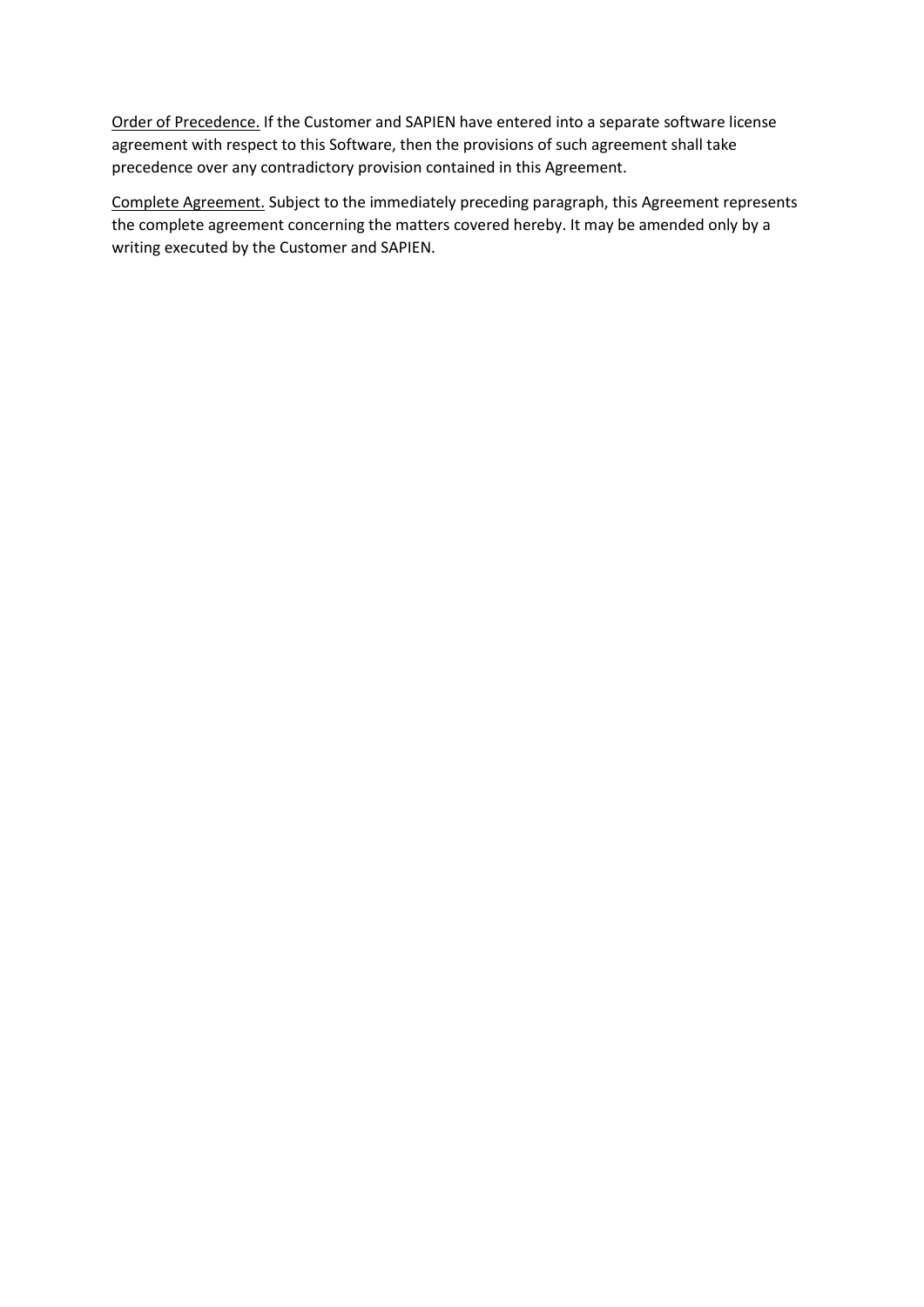Order of Precedence. If the Customer and SAPIEN have entered into a separate software license agreement with respect to this Software, then the provisions of such agreement shall take precedence over any contradictory provision contained in this Agreement.

Complete Agreement. Subject to the immediately preceding paragraph, this Agreement represents the complete agreement concerning the matters covered hereby. It may be amended only by a writing executed by the Customer and SAPIEN.